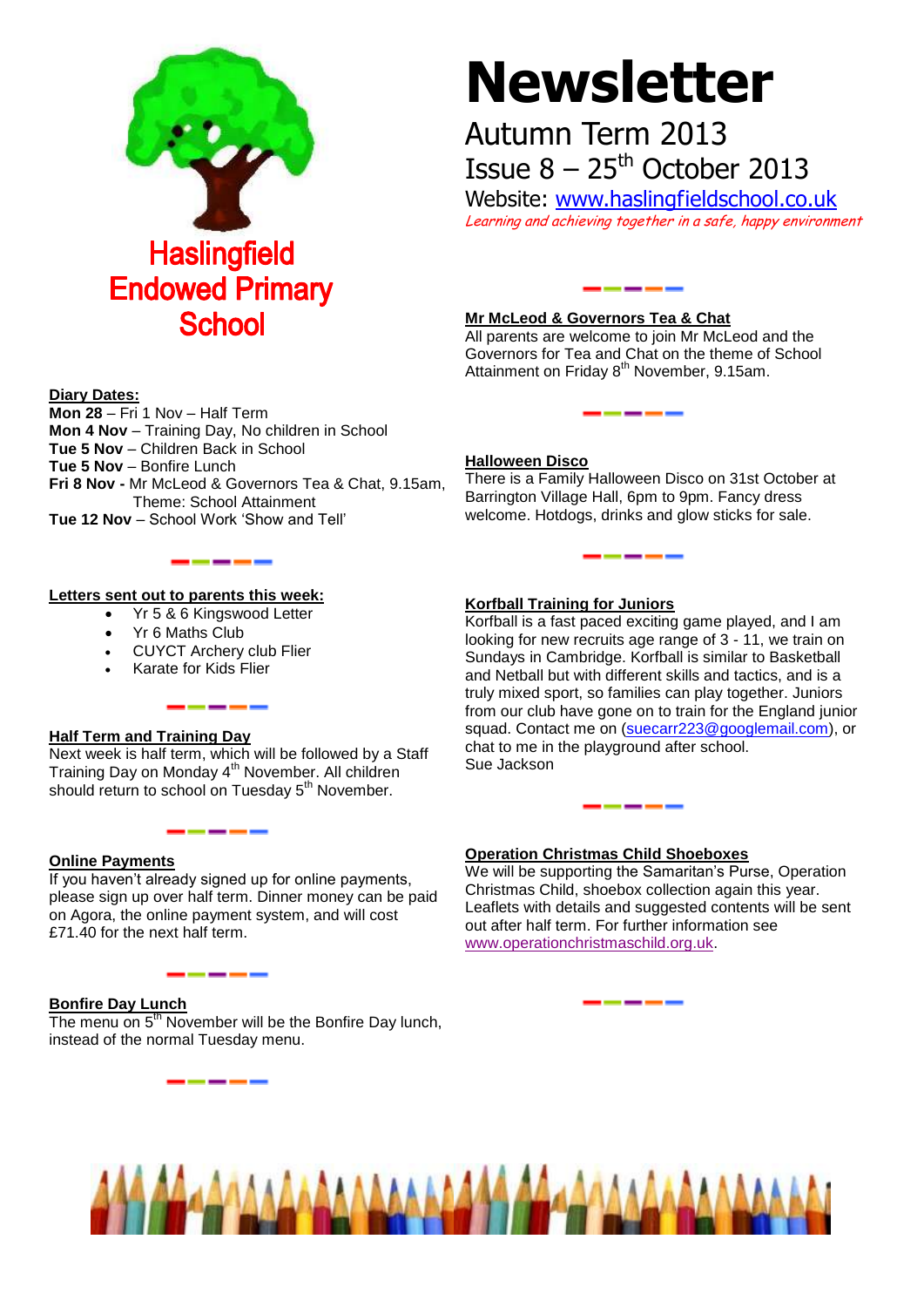Haslingfield Endowed Primary School

# Newsletter

## Autumn Term 2013

## Issue 8 – 25th October 2013

Website: www.haslingfieldschool.co.uk

*Learning and achieving together in a safe, happy environment*

**Diary Dates:**

**Mon 28** – Fri 1 Nov – Half Term
**Mon 4 Nov** – Training Day, No children in School
**Tue 5 Nov** – Children Back in School
**Tue 5 Nov** – Bonfire Lunch
**Fri 8 Nov -** Mr McLeod & Governors Tea & Chat, 9.15am, Theme: School Attainment
**Tue 12 Nov** – School Work 'Show and Tell'

**Letters sent out to parents this week:**

- Yr 5 & 6 Kingswood Letter
- Yr 6 Maths Club
- CUYCT Archery club Flier
- Karate for Kids Flier

**Half Term and Training Day**

Next week is half term, which will be followed by a Staff Training Day on Monday 4th November. All children should return to school on Tuesday 5th November.

**Online Payments**

If you haven't already signed up for online payments, please sign up over half term. Dinner money can be paid on Agora, the online payment system, and will cost £71.40 for the next half term.

**Bonfire Day Lunch**

The menu on 5th November will be the Bonfire Day lunch, instead of the normal Tuesday menu.

**Mr McLeod & Governors Tea & Chat**

All parents are welcome to join Mr McLeod and the Governors for Tea and Chat on the theme of School Attainment on Friday 8th November, 9.15am.

**Halloween Disco**

There is a Family Halloween Disco on 31st October at Barrington Village Hall, 6pm to 9pm. Fancy dress welcome. Hotdogs, drinks and glow sticks for sale.

**Korfball Training for Juniors**

Korfball is a fast paced exciting game played, and I am looking for new recruits age range of 3 - 11, we train on Sundays in Cambridge. Korfball is similar to Basketball and Netball but with different skills and tactics, and is a truly mixed sport, so families can play together. Juniors from our club have gone on to train for the England junior squad. Contact me on (suecarr223@googlemail.com), or chat to me in the playground after school.
Sue Jackson

**Operation Christmas Child Shoeboxes**

We will be supporting the Samaritan's Purse, Operation Christmas Child, shoebox collection again this year. Leaflets with details and suggested contents will be sent out after half term. For further information see www.operationchristmaschild.org.uk.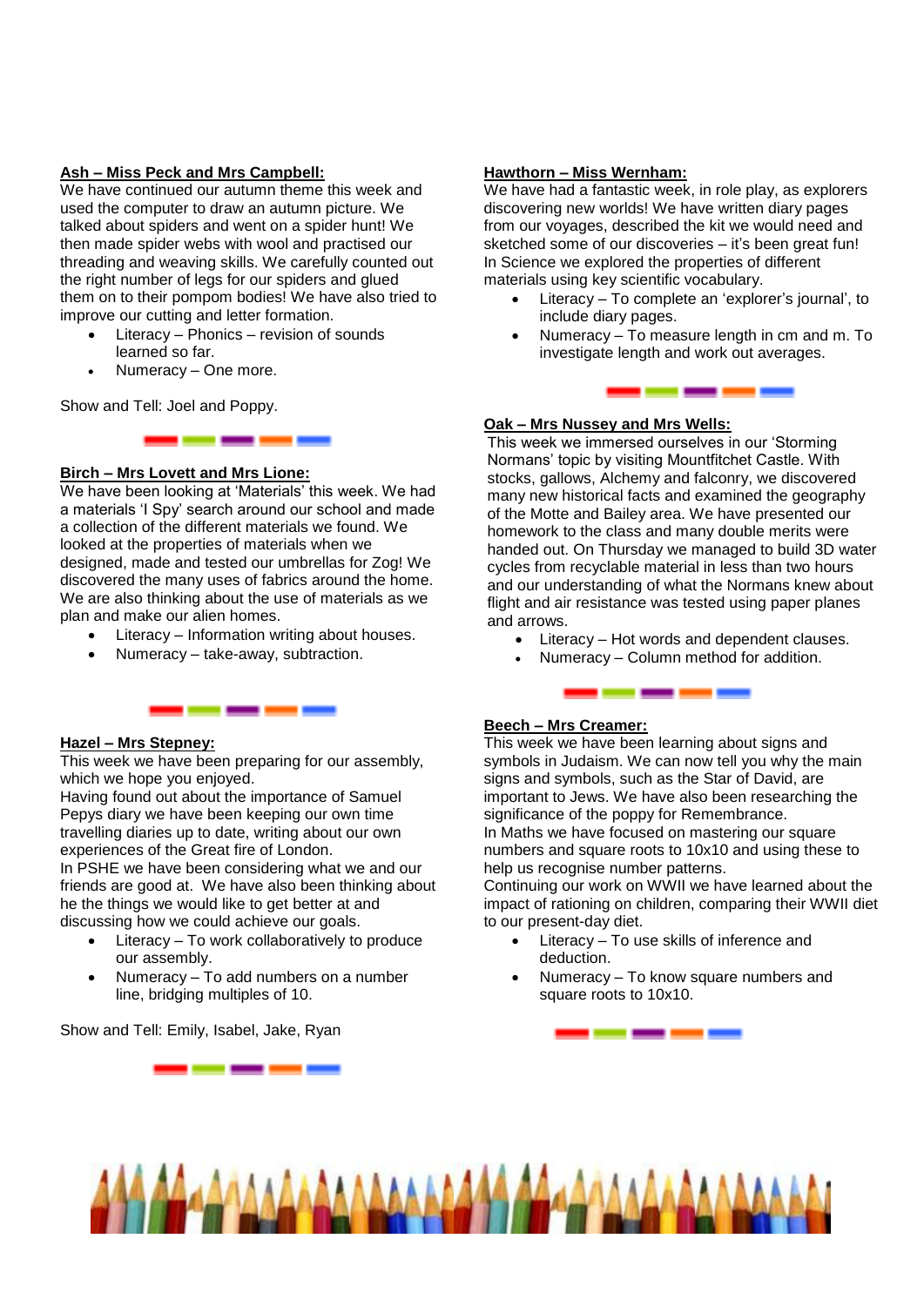**Ash – Miss Peck and Mrs Campbell:**

We have continued our autumn theme this week and used the computer to draw an autumn picture. We talked about spiders and went on a spider hunt! We then made spider webs with wool and practised our threading and weaving skills. We carefully counted out the right number of legs for our spiders and glued them on to their pompom bodies! We have also tried to improve our cutting and letter formation.

- Literacy – Phonics – revision of sounds learned so far.
- Numeracy – One more.

Show and Tell: Joel and Poppy.

**Birch – Mrs Lovett and Mrs Lione:**

We have been looking at 'Materials' this week. We had a materials 'I Spy' search around our school and made a collection of the different materials we found. We looked at the properties of materials when we designed, made and tested our umbrellas for Zog! We discovered the many uses of fabrics around the home. We are also thinking about the use of materials as we plan and make our alien homes.

- Literacy – Information writing about houses.
- Numeracy – take-away, subtraction.

**Hazel – Mrs Stepney:**

This week we have been preparing for our assembly, which we hope you enjoyed.

Having found out about the importance of Samuel Pepys diary we have been keeping our own time travelling diaries up to date, writing about our own experiences of the Great fire of London.

In PSHE we have been considering what we and our friends are good at. We have also been thinking about he the things we would like to get better at and discussing how we could achieve our goals.

- Literacy – To work collaboratively to produce our assembly.
- Numeracy – To add numbers on a number line, bridging multiples of 10.

Show and Tell: Emily, Isabel, Jake, Ryan

**Hawthorn – Miss Wernham:**

We have had a fantastic week, in role play, as explorers discovering new worlds! We have written diary pages from our voyages, described the kit we would need and sketched some of our discoveries – it's been great fun! In Science we explored the properties of different materials using key scientific vocabulary.

- Literacy – To complete an 'explorer's journal', to include diary pages.
- Numeracy – To measure length in cm and m. To investigate length and work out averages.

**Oak – Mrs Nussey and Mrs Wells:**

This week we immersed ourselves in our 'Storming Normans' topic by visiting Mountfitchet Castle. With stocks, gallows, Alchemy and falconry, we discovered many new historical facts and examined the geography of the Motte and Bailey area. We have presented our homework to the class and many double merits were handed out. On Thursday we managed to build 3D water cycles from recyclable material in less than two hours and our understanding of what the Normans knew about flight and air resistance was tested using paper planes and arrows.

- Literacy – Hot words and dependent clauses.
- Numeracy – Column method for addition.

**Beech – Mrs Creamer:**

This week we have been learning about signs and symbols in Judaism. We can now tell you why the main signs and symbols, such as the Star of David, are important to Jews. We have also been researching the significance of the poppy for Remembrance.

In Maths we have focused on mastering our square numbers and square roots to 10x10 and using these to help us recognise number patterns.

Continuing our work on WWII we have learned about the impact of rationing on children, comparing their WWII diet to our present-day diet.

- Literacy – To use skills of inference and deduction.
- Numeracy – To know square numbers and square roots to 10x10.